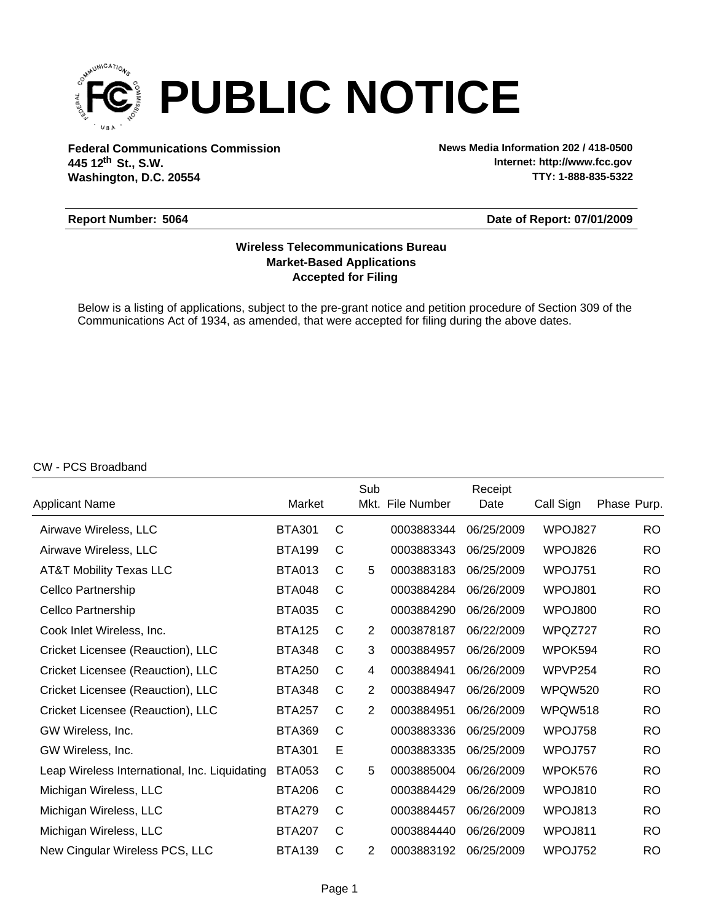# PUBLIC NOTICE

**Federal Communications Commission**
**445 12th St., S.W.**
**Washington, D.C. 20554**

**News Media Information 202 / 418-0500**
**Internet: http://www.fcc.gov**
**TTY: 1-888-835-5322**

**Report Number: 5064** | **Date of Report: 07/01/2009**

**Wireless Telecommunications Bureau**
**Market-Based Applications**
**Accepted for Filing**

Below is a listing of applications, subject to the pre-grant notice and petition procedure of Section 309 of the Communications Act of 1934, as amended, that were accepted for filing during the above dates.

CW - PCS Broadband

| Applicant Name | Market | | Sub Mkt. | File Number | Receipt Date | Call Sign | Phase | Purp. |
|---|---|---|---|---|---|---|---|---|
| Airwave Wireless, LLC | BTA301 | C | | 0003883344 | 06/25/2009 | WPOJ827 | | RO |
| Airwave Wireless, LLC | BTA199 | C | | 0003883343 | 06/25/2009 | WPOJ826 | | RO |
| AT&T Mobility Texas LLC | BTA013 | C | 5 | 0003883183 | 06/25/2009 | WPOJ751 | | RO |
| Cellco Partnership | BTA048 | C | | 0003884284 | 06/26/2009 | WPOJ801 | | RO |
| Cellco Partnership | BTA035 | C | | 0003884290 | 06/26/2009 | WPOJ800 | | RO |
| Cook Inlet Wireless, Inc. | BTA125 | C | 2 | 0003878187 | 06/22/2009 | WPQZ727 | | RO |
| Cricket Licensee (Reauction), LLC | BTA348 | C | 3 | 0003884957 | 06/26/2009 | WPOK594 | | RO |
| Cricket Licensee (Reauction), LLC | BTA250 | C | 4 | 0003884941 | 06/26/2009 | WPVP254 | | RO |
| Cricket Licensee (Reauction), LLC | BTA348 | C | 2 | 0003884947 | 06/26/2009 | WPQW520 | | RO |
| Cricket Licensee (Reauction), LLC | BTA257 | C | 2 | 0003884951 | 06/26/2009 | WPQW518 | | RO |
| GW Wireless, Inc. | BTA369 | C | | 0003883336 | 06/25/2009 | WPOJ758 | | RO |
| GW Wireless, Inc. | BTA301 | E | | 0003883335 | 06/25/2009 | WPOJ757 | | RO |
| Leap Wireless International, Inc. Liquidating | BTA053 | C | 5 | 0003885004 | 06/26/2009 | WPOK576 | | RO |
| Michigan Wireless, LLC | BTA206 | C | | 0003884429 | 06/26/2009 | WPOJ810 | | RO |
| Michigan Wireless, LLC | BTA279 | C | | 0003884457 | 06/26/2009 | WPOJ813 | | RO |
| Michigan Wireless, LLC | BTA207 | C | | 0003884440 | 06/26/2009 | WPOJ811 | | RO |
| New Cingular Wireless PCS, LLC | BTA139 | C | 2 | 0003883192 | 06/25/2009 | WPOJ752 | | RO |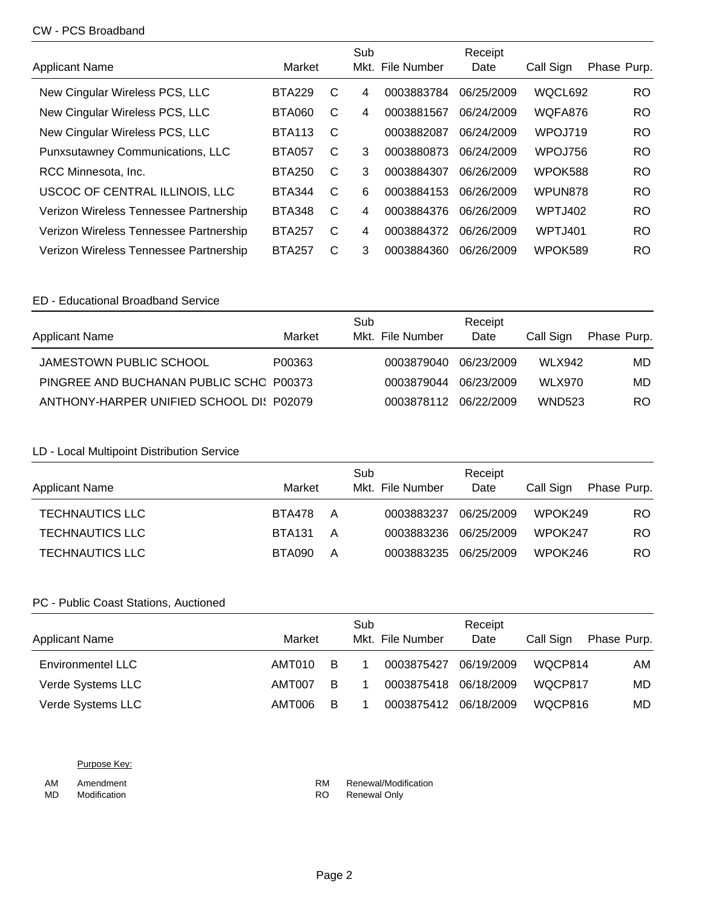## CW - PCS Broadband

| Applicant Name | Market | | Sub Mkt. | File Number | Receipt Date | Call Sign | Phase | Purp. |
|---|---|---|---|---|---|---|---|---|
| New Cingular Wireless PCS, LLC | BTA229 | C | 4 | 0003883784 | 06/25/2009 | WQCL692 | | RO |
| New Cingular Wireless PCS, LLC | BTA060 | C | 4 | 0003881567 | 06/24/2009 | WQFA876 | | RO |
| New Cingular Wireless PCS, LLC | BTA113 | C | | 0003882087 | 06/24/2009 | WPOJ719 | | RO |
| Punxsutawney Communications, LLC | BTA057 | C | 3 | 0003880873 | 06/24/2009 | WPOJ756 | | RO |
| RCC Minnesota, Inc. | BTA250 | C | 3 | 0003884307 | 06/26/2009 | WPOK588 | | RO |
| USCOC OF CENTRAL ILLINOIS, LLC | BTA344 | C | 6 | 0003884153 | 06/26/2009 | WPUN878 | | RO |
| Verizon Wireless Tennessee Partnership | BTA348 | C | 4 | 0003884376 | 06/26/2009 | WPTJ402 | | RO |
| Verizon Wireless Tennessee Partnership | BTA257 | C | 4 | 0003884372 | 06/26/2009 | WPTJ401 | | RO |
| Verizon Wireless Tennessee Partnership | BTA257 | C | 3 | 0003884360 | 06/26/2009 | WPOK589 | | RO |

## ED - Educational Broadband Service

| Applicant Name | Market | | Sub Mkt. | File Number | Receipt Date | Call Sign | Phase | Purp. |
|---|---|---|---|---|---|---|---|---|
| JAMESTOWN PUBLIC SCHOOL | P00363 | | | 0003879040 | 06/23/2009 | WLX942 | | MD |
| PINGREE AND BUCHANAN PUBLIC SCHC | P00373 | | | 0003879044 | 06/23/2009 | WLX970 | | MD |
| ANTHONY-HARPER UNIFIED SCHOOL DI! | P02079 | | | 0003878112 | 06/22/2009 | WND523 | | RO |

## LD - Local Multipoint Distribution Service

| Applicant Name | Market | | Sub Mkt. | File Number | Receipt Date | Call Sign | Phase | Purp. |
|---|---|---|---|---|---|---|---|---|
| TECHNAUTICS LLC | BTA478 | A | | 0003883237 | 06/25/2009 | WPOK249 | | RO |
| TECHNAUTICS LLC | BTA131 | A | | 0003883236 | 06/25/2009 | WPOK247 | | RO |
| TECHNAUTICS LLC | BTA090 | A | | 0003883235 | 06/25/2009 | WPOK246 | | RO |

## PC - Public Coast Stations, Auctioned

| Applicant Name | Market | | Sub Mkt. | File Number | Receipt Date | Call Sign | Phase | Purp. |
|---|---|---|---|---|---|---|---|---|
| Environmentel LLC | AMT010 | B | 1 | 0003875427 | 06/19/2009 | WQCP814 | | AM |
| Verde Systems LLC | AMT007 | B | 1 | 0003875418 | 06/18/2009 | WQCP817 | | MD |
| Verde Systems LLC | AMT006 | B | 1 | 0003875412 | 06/18/2009 | WQCP816 | | MD |

Purpose Key:

| | | | |
|---|---|---|---|
| AM | Amendment | RM | Renewal/Modification |
| MD | Modification | RO | Renewal Only |